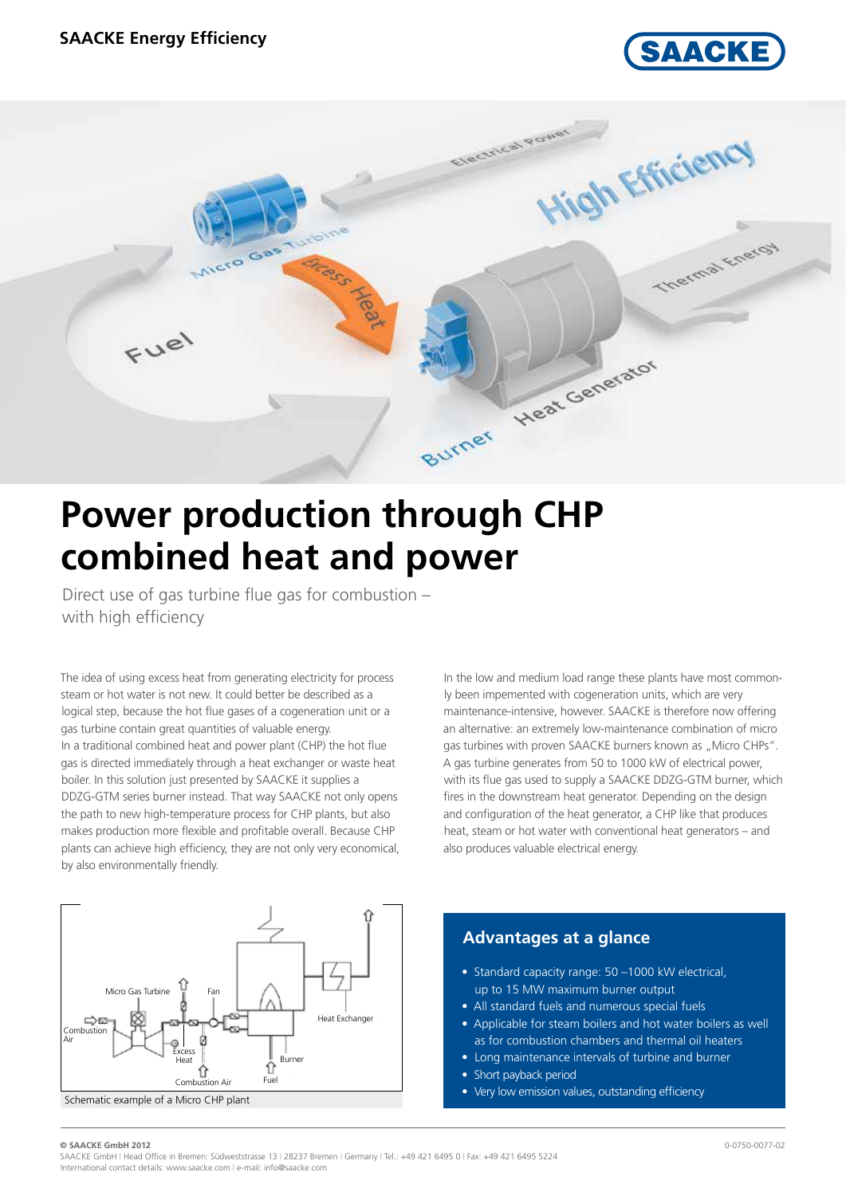**SAACKE Energy Efficiency**

# Power production through CHP combined heat and power

Direct use of gas turbine flue gas for combustion – with high efficiency

The idea of using excess heat from generating electricity for process steam or hot water is not new. It could better be described as a logical step, because the hot flue gases of a cogeneration unit or a gas turbine contain great quantities of valuable energy.
In a traditional combined heat and power plant (CHP) the hot flue gas is directed immediately through a heat exchanger or waste heat boiler. In this solution just presented by SAACKE it supplies a DDZG-GTM series burner instead. That way SAACKE not only opens the path to new high-temperature process for CHP plants, but also makes production more flexible and profitable overall. Because CHP plants can achieve high efficiency, they are not only very economical, by also environmentally friendly.

In the low and medium load range these plants have most commonly been impemented with cogeneration units, which are very maintenance-intensive, however. SAACKE is therefore now offering an alternative: an extremely low-maintenance combination of micro gas turbines with proven SAACKE burners known as „Micro CHPs". A gas turbine generates from 50 to 1000 kW of electrical power, with its flue gas used to supply a SAACKE DDZG-GTM burner, which fires in the downstream heat generator. Depending on the design and configuration of the heat generator, a CHP like that produces heat, steam or hot water with conventional heat generators – and also produces valuable electrical energy.

Schematic example of a Micro CHP plant

## Advantages at a glance

- Standard capacity range: 50 –1000 kW electrical, up to 15 MW maximum burner output
- All standard fuels and numerous special fuels
- Applicable for steam boilers and hot water boilers as well as for combustion chambers and thermal oil heaters
- Long maintenance intervals of turbine and burner
- Short payback period
- Very low emission values, outstanding efficiency

**© SAACKE GmbH 2012**
SAACKE GmbH | Head Office in Bremen: Südweststrasse 13 | 28237 Bremen | Germany | Tel.: +49 421 6495 0 | Fax: +49 421 6495 5224
International contact details: www.saacke.com | e-mail: info@saacke.com

0-0750-0077-02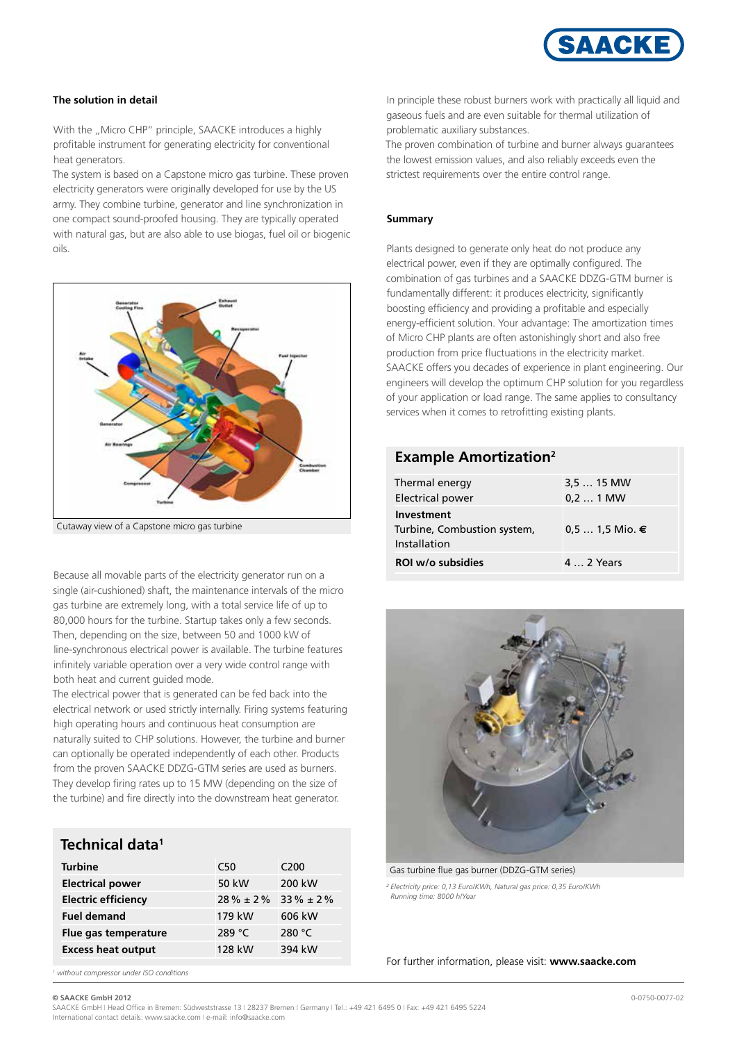### The solution in detail

With the „Micro CHP" principle, SAACKE introduces a highly profitable instrument for generating electricity for conventional heat generators.

The system is based on a Capstone micro gas turbine. These proven electricity generators were originally developed for use by the US army. They combine turbine, generator and line synchronization in one compact sound-proofed housing. They are typically operated with natural gas, but are also able to use biogas, fuel oil or biogenic oils.

Cutaway view of a Capstone micro gas turbine

Because all movable parts of the electricity generator run on a single (air-cushioned) shaft, the maintenance intervals of the micro gas turbine are extremely long, with a total service life of up to 80,000 hours for the turbine. Startup takes only a few seconds. Then, depending on the size, between 50 and 1000 kW of line-synchronous electrical power is available. The turbine features infinitely variable operation over a very wide control range with both heat and current guided mode.

The electrical power that is generated can be fed back into the electrical network or used strictly internally. Firing systems featuring high operating hours and continuous heat consumption are naturally suited to CHP solutions. However, the turbine and burner can optionally be operated independently of each other. Products from the proven SAACKE DDZG-GTM series are used as burners. They develop firing rates up to 15 MW (depending on the size of the turbine) and fire directly into the downstream heat generator.

## Technical data[1]

| Turbine | C50 | C200 |
|---|---|---|
| **Electrical power** | 50 kW | 200 kW |
| **Electric efficiency** | 28 % ± 2 % | 33 % ± 2 % |
| **Fuel demand** | 179 kW | 606 kW |
| **Flue gas temperature** | 289 °C | 280 °C |
| **Excess heat output** | 128 kW | 394 kW |

*[1] without compressor under ISO conditions*

In principle these robust burners work with practically all liquid and gaseous fuels and are even suitable for thermal utilization of problematic auxiliary substances.

The proven combination of turbine and burner always guarantees the lowest emission values, and also reliably exceeds even the strictest requirements over the entire control range.

### Summary

Plants designed to generate only heat do not produce any electrical power, even if they are optimally configured. The combination of gas turbines and a SAACKE DDZG-GTM burner is fundamentally different: it produces electricity, significantly boosting efficiency and providing a profitable and especially energy-efficient solution. Your advantage: The amortization times of Micro CHP plants are often astonishingly short and also free production from price fluctuations in the electricity market.

SAACKE offers you decades of experience in plant engineering. Our engineers will develop the optimum CHP solution for you regardless of your application or load range. The same applies to consultancy services when it comes to retrofitting existing plants.

## Example Amortization[2]

| | |
|---|---|
| Thermal energy<br>Electrical power | 3,5 … 15 MW<br>0,2 … 1 MW |
| **Investment**<br>Turbine, Combustion system, Installation | 0,5 … 1,5 Mio. € |
| **ROI w/o subsidies** | 4 … 2 Years |

Gas turbine flue gas burner (DDZG-GTM series)

*[2] Electricity price: 0,13 Euro/KWh, Natural gas price: 0,35 Euro/KWh Running time: 8000 h/Year*

For further information, please visit: **www.saacke.com**

**© SAACKE GmbH 2012**
SAACKE GmbH | Head Office in Bremen: Südweststrasse 13 | 28237 Bremen | Germany | Tel.: +49 421 6495 0 | Fax: +49 421 6495 5224
International contact details: www.saacke.com | e-mail: info@saacke.com

0-0750-0077-02